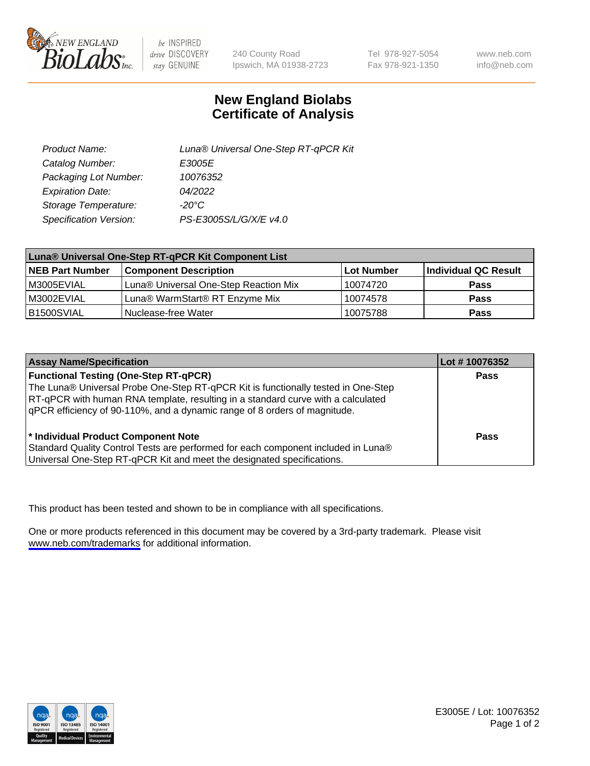NEW ENGLAND BioLabs Inc. — be INSPIRED, drive DISCOVERY, stay GENUINE

240 County Road
Ipswich, MA 01938-2723

Tel 978-927-5054
Fax 978-921-1350

www.neb.com
info@neb.com

# New England Biolabs
# Certificate of Analysis

| | |
|---|---|
| *Product Name:* | *Luna® Universal One-Step RT-qPCR Kit* |
| *Catalog Number:* | *E3005E* |
| *Packaging Lot Number:* | *10076352* |
| *Expiration Date:* | *04/2022* |
| *Storage Temperature:* | *-20°C* |
| *Specification Version:* | *PS-E3005S/L/G/X/E v4.0* |

| **Luna® Universal One-Step RT-qPCR Kit Component List** | | | |
|---|---|---|---|
| **NEB Part Number** | **Component Description** | **Lot Number** | **Individual QC Result** |
| M3005EVIAL | Luna® Universal One-Step Reaction Mix | 10074720 | **Pass** |
| M3002EVIAL | Luna® WarmStart® RT Enzyme Mix | 10074578 | **Pass** |
| B1500SVIAL | Nuclease-free Water | 10075788 | **Pass** |

| **Assay Name/Specification** | **Lot # 10076352** |
|---|---|
| **Functional Testing (One-Step RT-qPCR)** The Luna® Universal Probe One-Step RT-qPCR Kit is functionally tested in One-Step RT-qPCR with human RNA template, resulting in a standard curve with a calculated qPCR efficiency of 90-110%, and a dynamic range of 8 orders of magnitude. | **Pass** |
| **\* Individual Product Component Note** Standard Quality Control Tests are performed for each component included in Luna® Universal One-Step RT-qPCR Kit and meet the designated specifications. | **Pass** |

This product has been tested and shown to be in compliance with all specifications.

One or more products referenced in this document may be covered by a 3rd-party trademark. Please visit www.neb.com/trademarks for additional information.

E3005E / Lot: 10076352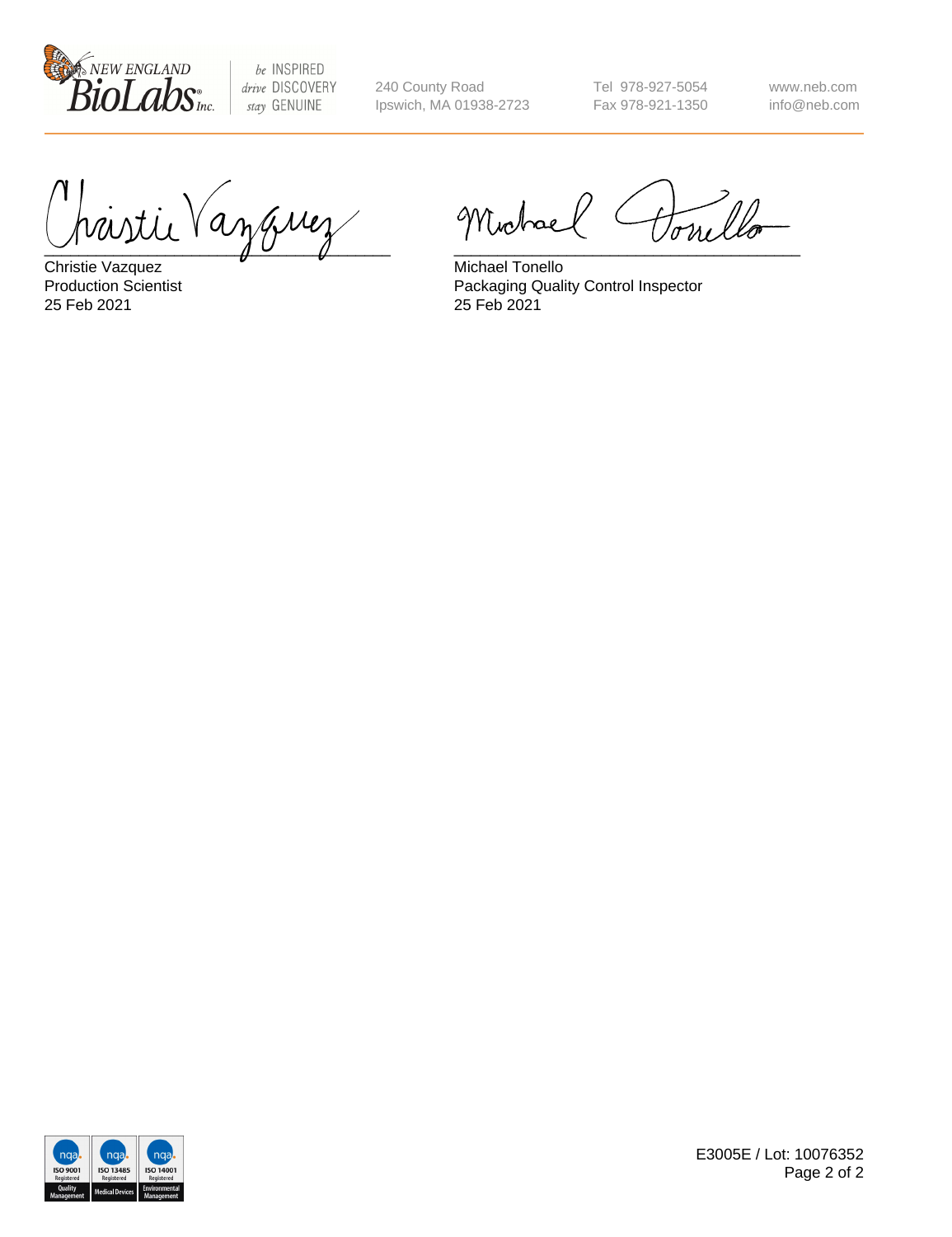Christie Vazquez
Production Scientist
25 Feb 2021

Michael Tonello
Packaging Quality Control Inspector
25 Feb 2021

E3005E / Lot: 10076352